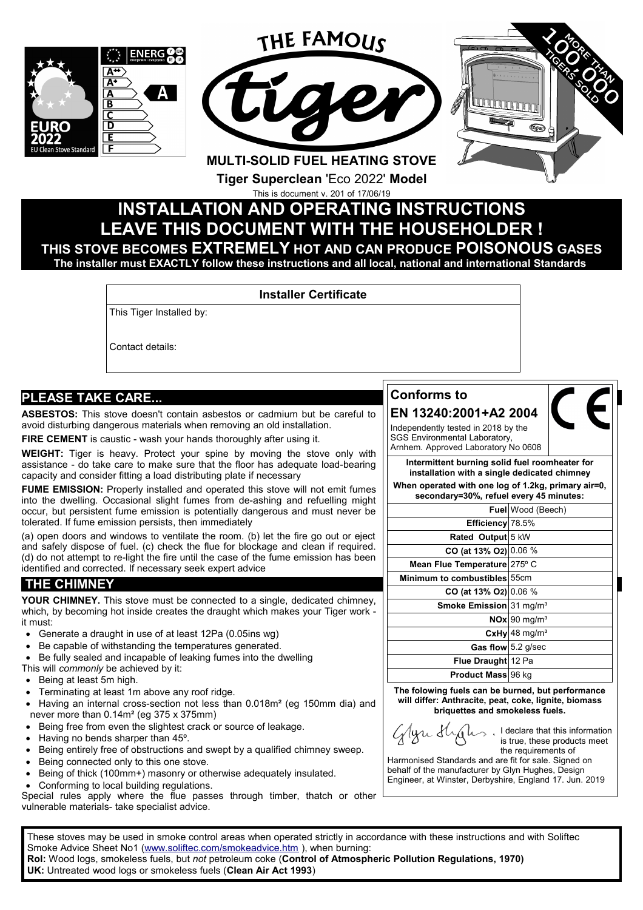THE FAMOUS tiger

**MULTI-SOLID FUEL HEATING STOVE**

**Tiger Superclean** 'Eco 2022' **Model**

This is document v. 201 of 17/06/19

# INSTALLATION AND OPERATING INSTRUCTIONS

# LEAVE THIS DOCUMENT WITH THE HOUSEHOLDER !

**THIS STOVE BECOMES EXTREMELY HOT AND CAN PRODUCE POISONOUS GASES**

**The installer must EXACTLY follow these instructions and all local, national and international Standards**

| Installer Certificate |
|---|
| This Tiger Installed by: |
| Contact details: |

## PLEASE TAKE CARE...

**ASBESTOS:** This stove doesn't contain asbestos or cadmium but be careful to avoid disturbing dangerous materials when removing an old installation.

**FIRE CEMENT** is caustic - wash your hands thoroughly after using it.

**WEIGHT:** Tiger is heavy. Protect your spine by moving the stove only with assistance - do take care to make sure that the floor has adequate load-bearing capacity and consider fitting a load distributing plate if necessary

**FUME EMISSION:** Properly installed and operated this stove will not emit fumes into the dwelling. Occasional slight fumes from de-ashing and refuelling might occur, but persistent fume emission is potentially dangerous and must never be tolerated. If fume emission persists, then immediately

(a) open doors and windows to ventilate the room. (b) let the fire go out or eject and safely dispose of fuel. (c) check the flue for blockage and clean if required. (d) do not attempt to re-light the fire until the case of the fume emission has been identified and corrected. If necessary seek expert advice

## THE CHIMNEY

**YOUR CHIMNEY.** This stove must be connected to a single, dedicated chimney, which, by becoming hot inside creates the draught which makes your Tiger work - it must:

- Generate a draught in use of at least 12Pa (0.05ins wg)
- Be capable of withstanding the temperatures generated.
- Be fully sealed and incapable of leaking fumes into the dwelling

This will *commonly* be achieved by it:

- Being at least 5m high.
- Terminating at least 1m above any roof ridge.
- Having an internal cross-section not less than 0.018m² (eg 150mm dia) and never more than 0.14m² (eg 375 x 375mm)
- Being free from even the slightest crack or source of leakage.
- Having no bends sharper than 45º.
- Being entirely free of obstructions and swept by a qualified chimney sweep.
- Being connected only to this one stove.
- Being of thick (100mm+) masonry or otherwise adequately insulated.
- Conforming to local building regulations.

Special rules apply where the flue passes through timber, thatch or other vulnerable materials- take specialist advice.

## Conforms to EN 13240:2001+A2 2004

Independently tested in 2018 by the SGS Environmental Laboratory, Arnhem. Approved Laboratory No 0608

**Intermittent burning solid fuel roomheater for installation with a single dedicated chimney**

**When operated with one log of 1.2kg, primary air=0, secondary=30%, refuel every 45 minutes:**

| | |
|---|---|
| **Fuel** | Wood (Beech) |
| **Efficiency** | 78.5% |
| **Rated Output** | 5 kW |
| **CO (at 13% O2)** | 0.06 % |
| **Mean Flue Temperature** | 275º C |
| **Minimum to combustibles** | 55cm |
| **CO (at 13% O2)** | 0.06 % |
| **Smoke Emission** | 31 mg/m³ |
| **NOx** | 90 mg/m³ |
| **CxHy** | 48 mg/m³ |
| **Gas flow** | 5.2 g/sec |
| **Flue Draught** | 12 Pa |
| **Product Mass** | 96 kg |

**The folowing fuels can be burned, but performance will differ: Anthracite, peat, coke, lignite, biomass briquettes and smokeless fuels.**

I declare that this information is true, these products meet the requirements of Harmonised Standards and are fit for sale. Signed on behalf of the manufacturer by Glyn Hughes, Design Engineer, at Winster, Derbyshire, England 17. Jun. 2019

These stoves may be used in smoke control areas when operated strictly in accordance with these instructions and with Soliftec Smoke Advice Sheet No1 (www.soliftec.com/smokeadvice.htm ), when burning:

**RoI:** Wood logs, smokeless fuels, but *not* petroleum coke (**Control of Atmospheric Pollution Regulations, 1970)**

**UK:** Untreated wood logs or smokeless fuels (**Clean Air Act 1993**)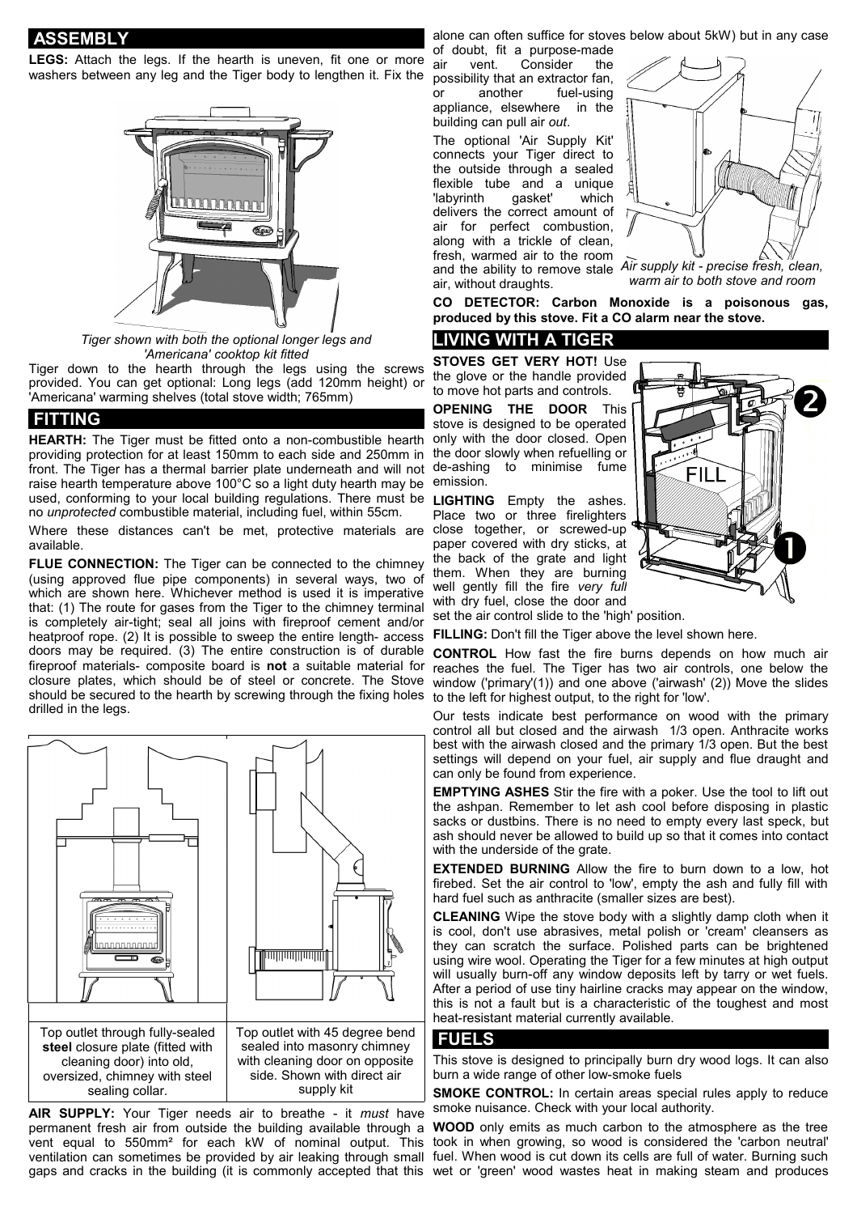## ASSEMBLY

**LEGS:** Attach the legs. If the hearth is uneven, fit one or more washers between any leg and the Tiger body to lengthen it. Fix the Tiger down to the hearth through the legs using the screws provided. You can get optional: Long legs (add 120mm height) or 'Americana' warming shelves (total stove width; 765mm)

*Tiger shown with both the optional longer legs and 'Americana' cooktop kit fitted*

## FITTING

**HEARTH:** The Tiger must be fitted onto a non-combustible hearth providing protection for at least 150mm to each side and 250mm in front. The Tiger has a thermal barrier plate underneath and will not raise hearth temperature above 100°C so a light duty hearth may be used, conforming to your local building regulations. There must be no *unprotected* combustible material, including fuel, within 55cm.

Where these distances can't be met, protective materials are available.

**FLUE CONNECTION:** The Tiger can be connected to the chimney (using approved flue pipe components) in several ways, two of which are shown here. Whichever method is used it is imperative that: (1) The route for gases from the Tiger to the chimney terminal is completely air-tight; seal all joins with fireproof cement and/or heatproof rope. (2) It is possible to sweep the entire length- access doors may be required. (3) The entire construction is of durable fireproof materials- composite board is **not** a suitable material for closure plates, which should be of steel or concrete. The Stove should be secured to the hearth by screwing through the fixing holes drilled in the legs.

| Top outlet through fully-sealed **steel** closure plate (fitted with cleaning door) into old, oversized, chimney with steel sealing collar. | Top outlet with 45 degree bend sealed into masonry chimney with cleaning door on opposite side. Shown with direct air supply kit |
|---|---|

**AIR SUPPLY:** Your Tiger needs air to breathe - it *must* have permanent fresh air from outside the building available through a vent equal to 550mm² for each kW of nominal output. This ventilation can sometimes be provided by air leaking through small gaps and cracks in the building (it is commonly accepted that this alone can often suffice for stoves below about 5kW) but in any case of doubt, fit a purpose-made air vent. Consider the possibility that an extractor fan, or another fuel-using appliance, elsewhere in the building can pull air *out*.

The optional 'Air Supply Kit' connects your Tiger direct to the outside through a sealed flexible tube and a unique 'labyrinth gasket' which delivers the correct amount of air for perfect combustion, along with a trickle of clean, fresh, warmed air to the room and the ability to remove stale air, without draughts.

*Air supply kit - precise fresh, clean, warm air to both stove and room*

**CO DETECTOR: Carbon Monoxide is a poisonous gas, produced by this stove. Fit a CO alarm near the stove.**

## LIVING WITH A TIGER

**STOVES GET VERY HOT!** Use the glove or the handle provided to move hot parts and controls.

**OPENING THE DOOR** This stove is designed to be operated only with the door closed. Open the door slowly when refuelling or de-ashing to minimise fume emission.

**LIGHTING** Empty the ashes. Place two or three firelighters close together, or screwed-up paper covered with dry sticks, at the back of the grate and light them. When they are burning well gently fill the fire *very full* with dry fuel, close the door and set the air control slide to the 'high' position.

**FILLING:** Don't fill the Tiger above the level shown here.

**CONTROL** How fast the fire burns depends on how much air reaches the fuel. The Tiger has two air controls, one below the window ('primary'(1)) and one above ('airwash' (2)) Move the slides to the left for highest output, to the right for 'low'.

Our tests indicate best performance on wood with the primary control all but closed and the airwash 1/3 open. Anthracite works best with the airwash closed and the primary 1/3 open. But the best settings will depend on your fuel, air supply and flue draught and can only be found from experience.

**EMPTYING ASHES** Stir the fire with a poker. Use the tool to lift out the ashpan. Remember to let ash cool before disposing in plastic sacks or dustbins. There is no need to empty every last speck, but ash should never be allowed to build up so that it comes into contact with the underside of the grate.

**EXTENDED BURNING** Allow the fire to burn down to a low, hot firebed. Set the air control to 'low', empty the ash and fully fill with hard fuel such as anthracite (smaller sizes are best).

**CLEANING** Wipe the stove body with a slightly damp cloth when it is cool, don't use abrasives, metal polish or 'cream' cleansers as they can scratch the surface. Polished parts can be brightened using wire wool. Operating the Tiger for a few minutes at high output will usually burn-off any window deposits left by tarry or wet fuels. After a period of use tiny hairline cracks may appear on the window, this is not a fault but is a characteristic of the toughest and most heat-resistant material currently available.

## FUELS

This stove is designed to principally burn dry wood logs. It can also burn a wide range of other low-smoke fuels

**SMOKE CONTROL:** In certain areas special rules apply to reduce smoke nuisance. Check with your local authority.

**WOOD** only emits as much carbon to the atmosphere as the tree took in when growing, so wood is considered the 'carbon neutral' fuel. When wood is cut down its cells are full of water. Burning such wet or 'green' wood wastes heat in making steam and produces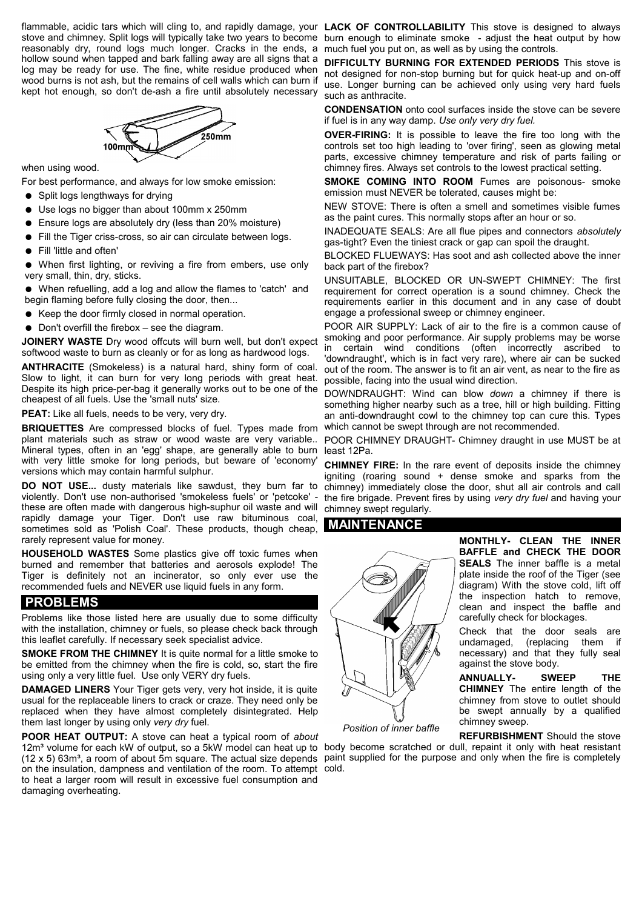flammable, acidic tars which will cling to, and rapidly damage, your stove and chimney. Split logs will typically take two years to become reasonably dry, round logs much longer. Cracks in the ends, a hollow sound when tapped and bark falling away are all signs that a log may be ready for use. The fine, white residue produced when wood burns is not ash, but the remains of cell walls which can burn if kept hot enough, so don't de-ash a fire until absolutely necessary when using wood.

For best performance, and always for low smoke emission:

- Split logs lengthways for drying
- Use logs no bigger than about 100mm x 250mm
- Ensure logs are absolutely dry (less than 20% moisture)
- Fill the Tiger criss-cross, so air can circulate between logs.
- Fill 'little and often'
- When first lighting, or reviving a fire from embers, use only very small, thin, dry, sticks.
- When refuelling, add a log and allow the flames to 'catch' and begin flaming before fully closing the door, then...
- Keep the door firmly closed in normal operation.
- Don't overfill the firebox – see the diagram.

**JOINERY WASTE** Dry wood offcuts will burn well, but don't expect softwood waste to burn as cleanly or for as long as hardwood logs.

**ANTHRACITE** (Smokeless) is a natural hard, shiny form of coal. Slow to light, it can burn for very long periods with great heat. Despite its high price-per-bag it generally works out to be one of the cheapest of all fuels. Use the 'small nuts' size.

**PEAT:** Like all fuels, needs to be very, very dry.

**BRIQUETTES** Are compressed blocks of fuel. Types made from plant materials such as straw or wood waste are very variable.. Mineral types, often in an 'egg' shape, are generally able to burn with very little smoke for long periods, but beware of 'economy' versions which may contain harmful sulphur.

**DO NOT USE...** dusty materials like sawdust, they burn far to violently. Don't use non-authorised 'smokeless fuels' or 'petcoke' - these are often made with dangerous high-suphur oil waste and will rapidly damage your Tiger. Don't use raw bituminous coal, sometimes sold as 'Polish Coal'. These products, though cheap, rarely represent value for money.

**HOUSEHOLD WASTES** Some plastics give off toxic fumes when burned and remember that batteries and aerosols explode! The Tiger is definitely not an incinerator, so only ever use the recommended fuels and NEVER use liquid fuels in any form.

## PROBLEMS

Problems like those listed here are usually due to some difficulty with the installation, chimney or fuels, so please check back through this leaflet carefully. If necessary seek specialist advice.

**SMOKE FROM THE CHIMNEY** It is quite normal for a little smoke to be emitted from the chimney when the fire is cold, so, start the fire using only a very little fuel. Use only VERY dry fuels.

**DAMAGED LINERS** Your Tiger gets very, very hot inside, it is quite usual for the replaceable liners to crack or craze. They need only be replaced when they have almost completely disintegrated. Help them last longer by using only *very dry* fuel.

**POOR HEAT OUTPUT:** A stove can heat a typical room of *about* 12m³ volume for each kW of output, so a 5kW model can heat up to (12 x 5) 63m³, a room of about 5m square. The actual size depends on the insulation, dampness and ventilation of the room. To attempt to heat a larger room will result in excessive fuel consumption and damaging overheating.

**LACK OF CONTROLLABILITY** This stove is designed to always burn enough to eliminate smoke - adjust the heat output by how much fuel you put on, as well as by using the controls.

**DIFFICULTY BURNING FOR EXTENDED PERIODS** This stove is not designed for non-stop burning but for quick heat-up and on-off use. Longer burning can be achieved only using very hard fuels such as anthracite.

**CONDENSATION** onto cool surfaces inside the stove can be severe if fuel is in any way damp. *Use only very dry fuel.*

**OVER-FIRING:** It is possible to leave the fire too long with the controls set too high leading to 'over firing', seen as glowing metal parts, excessive chimney temperature and risk of parts failing or chimney fires. Always set controls to the lowest practical setting.

**SMOKE COMING INTO ROOM** Fumes are poisonous- smoke emission must NEVER be tolerated, causes might be:

NEW STOVE: There is often a smell and sometimes visible fumes as the paint cures. This normally stops after an hour or so.

INADEQUATE SEALS: Are all flue pipes and connectors *absolutely* gas-tight? Even the tiniest crack or gap can spoil the draught.

BLOCKED FLUEWAYS: Has soot and ash collected above the inner back part of the firebox?

UNSUITABLE, BLOCKED OR UN-SWEPT CHIMNEY: The first requirement for correct operation is a sound chimney. Check the requirements earlier in this document and in any case of doubt engage a professional sweep or chimney engineer.

POOR AIR SUPPLY: Lack of air to the fire is a common cause of smoking and poor performance. Air supply problems may be worse in certain wind conditions (often incorrectly ascribed to 'downdraught', which is in fact very rare), where air can be sucked out of the room. The answer is to fit an air vent, as near to the fire as possible, facing into the usual wind direction.

DOWNDRAUGHT: Wind can blow *down* a chimney if there is something higher nearby such as a tree, hill or high building. Fitting an anti-downdraught cowl to the chimney top can cure this. Types which cannot be swept through are not recommended.

POOR CHIMNEY DRAUGHT- Chimney draught in use MUST be at least 12Pa.

**CHIMNEY FIRE:** In the rare event of deposits inside the chimney igniting (roaring sound + dense smoke and sparks from the chimney) immediately close the door, shut all air controls and call the fire brigade. Prevent fires by using *very dry fuel* and having your chimney swept regularly.

## MAINTENANCE

**MONTHLY- CLEAN THE INNER BAFFLE and CHECK THE DOOR SEALS** The inner baffle is a metal plate inside the roof of the Tiger (see diagram) With the stove cold, lift off the inspection hatch to remove, clean and inspect the baffle and carefully check for blockages.

Check that the door seals are undamaged, (replacing them if necessary) and that they fully seal against the stove body.

*Position of inner baffle*

**ANNUALLY- SWEEP THE CHIMNEY** The entire length of the chimney from stove to outlet should be swept annually by a qualified chimney sweep.

**REFURBISHMENT** Should the stove body become scratched or dull, repaint it only with heat resistant paint supplied for the purpose and only when the fire is completely cold.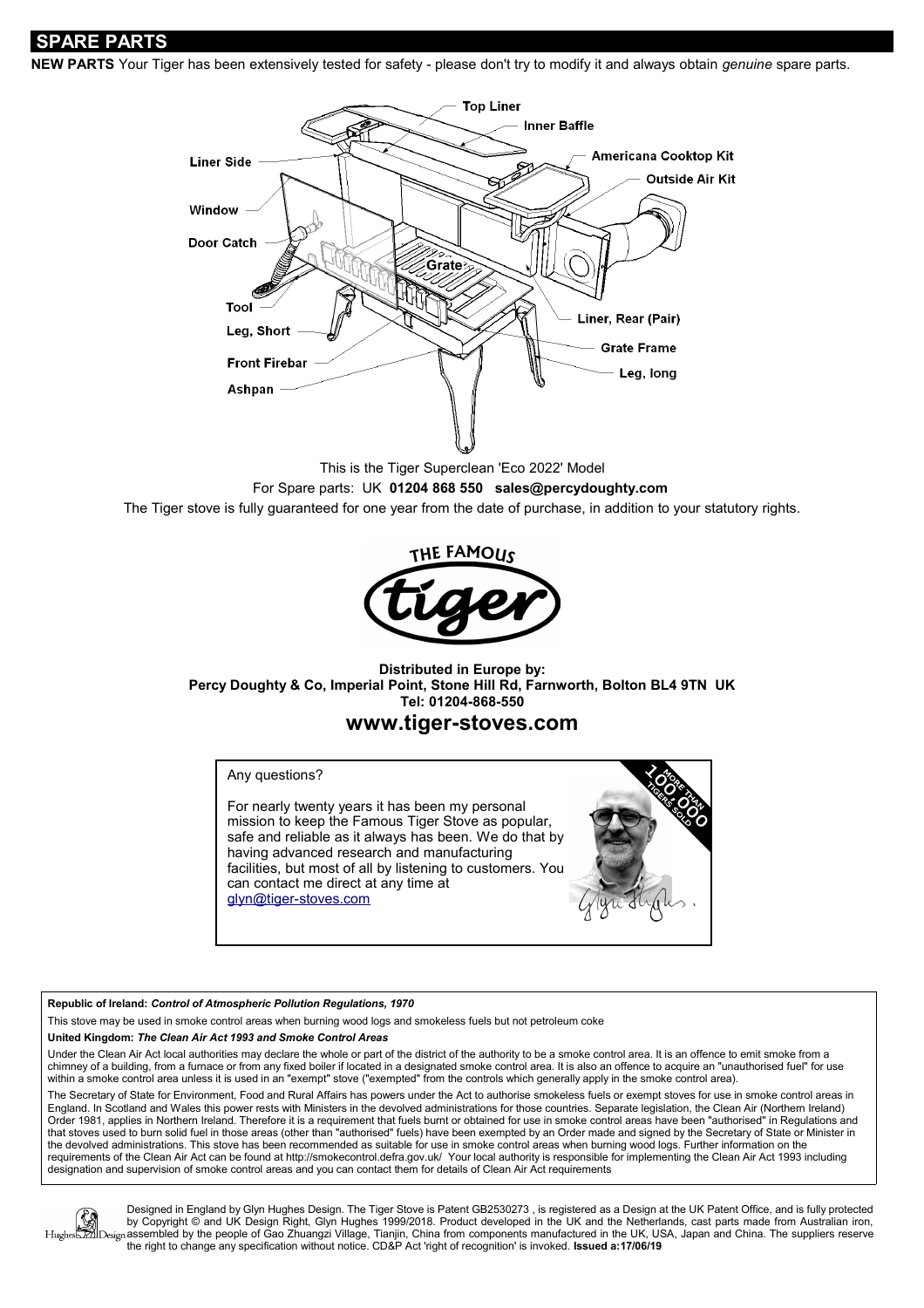## SPARE PARTS

**NEW PARTS** Your Tiger has been extensively tested for safety - please don't try to modify it and always obtain *genuine* spare parts.

Top Liner
Inner Baffle
Liner Side
Americana Cooktop Kit
Outside Air Kit
Window
Door Catch
Grate
Tool
Leg, Short
Liner, Rear (Pair)
Grate Frame
Front Firebar
Leg, long
Ashpan

This is the Tiger Superclean 'Eco 2022' Model

For Spare parts: UK **01204 868 550 sales@percydoughty.com**

The Tiger stove is fully guaranteed for one year from the date of purchase, in addition to your statutory rights.

THE FAMOUS tiger

**Distributed in Europe by:**
**Percy Doughty & Co, Imperial Point, Stone Hill Rd, Farnworth, Bolton BL4 9TN UK**
**Tel: 01204-868-550**

## www.tiger-stoves.com

Any questions?

For nearly twenty years it has been my personal mission to keep the Famous Tiger Stove as popular, safe and reliable as it always has been. We do that by having advanced research and manufacturing facilities, but most of all by listening to customers. You can contact me direct at any time at glyn@tiger-stoves.com

MORE THAN 100,000 TIGERS SOLD

Glyn Hughes.

**Republic of Ireland:** ***Control of Atmospheric Pollution Regulations, 1970***

This stove may be used in smoke control areas when burning wood logs and smokeless fuels but not petroleum coke

**United Kingdom:** ***The Clean Air Act 1993 and Smoke Control Areas***

Under the Clean Air Act local authorities may declare the whole or part of the district of the authority to be a smoke control area. It is an offence to emit smoke from a chimney of a building, from a furnace or from any fixed boiler if located in a designated smoke control area. It is also an offence to acquire an "unauthorised fuel" for use within a smoke control area unless it is used in an "exempt" stove ("exempted" from the controls which generally apply in the smoke control area).

The Secretary of State for Environment, Food and Rural Affairs has powers under the Act to authorise smokeless fuels or exempt stoves for use in smoke control areas in England. In Scotland and Wales this power rests with Ministers in the devolved administrations for those countries. Separate legislation, the Clean Air (Northern Ireland) Order 1981, applies in Northern Ireland. Therefore it is a requirement that fuels burnt or obtained for use in smoke control areas have been "authorised" in Regulations and that stoves used to burn solid fuel in those areas (other than "authorised" fuels) have been exempted by an Order made and signed by the Secretary of State or Minister in the devolved administrations. This stove has been recommended as suitable for use in smoke control areas when burning wood logs. Further information on the requirements of the Clean Air Act can be found at http://smokecontrol.defra.gov.uk/ Your local authority is responsible for implementing the Clean Air Act 1993 including designation and supervision of smoke control areas and you can contact them for details of Clean Air Act requirements

Hughes Design

Designed in England by Glyn Hughes Design. The Tiger Stove is Patent GB2530273 , is registered as a Design at the UK Patent Office, and is fully protected by Copyright © and UK Design Right, Glyn Hughes 1999/2018. Product developed in the UK and the Netherlands, cast parts made from Australian iron, assembled by the people of Gao Zhuangzi Village, Tianjin, China from components manufactured in the UK, USA, Japan and China. The suppliers reserve the right to change any specification without notice. CD&P Act 'right of recognition' is invoked. **Issued a:17/06/19**